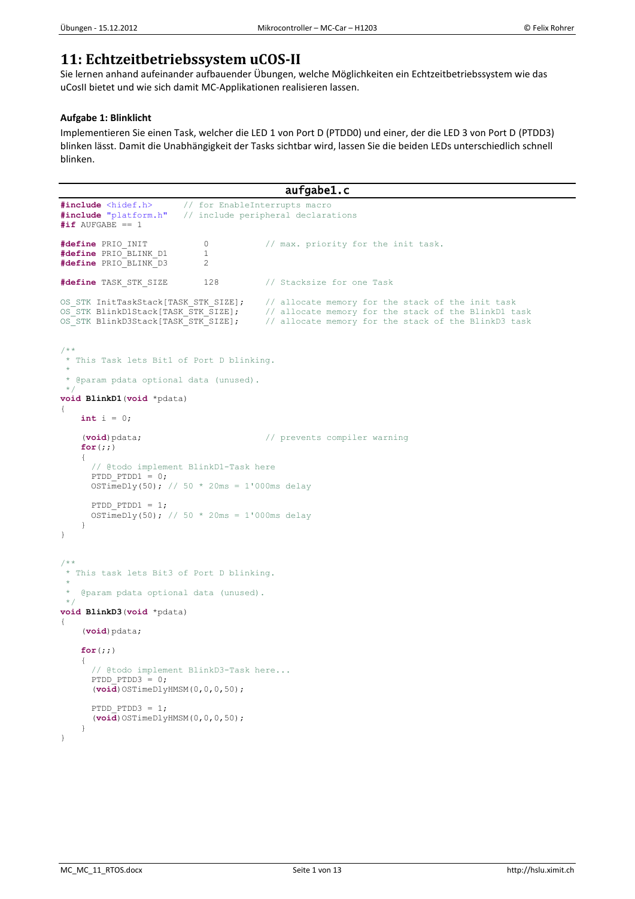# 11: Echtzeitbetriebssystem uCOS-II

Sie lernen anhand aufeinander aufbauender Übungen, welche Möglichkeiten ein Echtzeitbetriebssystem wie das uCosII bietet und wie sich damit MC-Applikationen realisieren lassen.

**Aufgabe 1: Blinklicht**

Implementieren Sie einen Task, welcher die LED 1 von Port D (PTDD0) und einer, der die LED 3 von Port D (PTDD3) blinken lässt. Damit die Unabhängigkeit der Tasks sichtbar wird, lassen Sie die beiden LEDs unterschiedlich schnell blinken.

**aufgabe1.c**

```c
#include <hidef.h>      // for EnableInterrupts macro
#include "platform.h"   // include peripheral declarations
#if AUFGABE == 1

#define PRIO_INIT           0           // max. priority for the init task.
#define PRIO_BLINK_D1       1
#define PRIO_BLINK_D3       2

#define TASK_STK_SIZE       128         // Stacksize for one Task

OS_STK InitTaskStack[TASK_STK_SIZE];    // allocate memory for the stack of the init task
OS_STK BlinkD1Stack[TASK_STK_SIZE];     // allocate memory for the stack of the BlinkD1 task
OS_STK BlinkD3Stack[TASK_STK_SIZE];     // allocate memory for the stack of the BlinkD3 task


/**
 * This Task lets Bit1 of Port D blinking.
 *
 * @param pdata optional data (unused).
 */
void BlinkD1(void *pdata)
{
    int i = 0;

    (void)pdata;                        // prevents compiler warning
    for(;;)
    {
      // @todo implement BlinkD1-Task here
      PTDD_PTDD1 = 0;
      OSTimeDly(50); // 50 * 20ms = 1'000ms delay

      PTDD_PTDD1 = 1;
      OSTimeDly(50); // 50 * 20ms = 1'000ms delay
    }
}


/**
 * This task lets Bit3 of Port D blinking.
 *
 *  @param pdata optional data (unused).
 */
void BlinkD3(void *pdata)
{
    (void)pdata;

    for(;;)
    {
      // @todo implement BlinkD3-Task here...
      PTDD_PTDD3 = 0;
      (void)OSTimeDlyHMSM(0,0,0,50);

      PTDD_PTDD3 = 1;
      (void)OSTimeDlyHMSM(0,0,0,50);
    }
}
```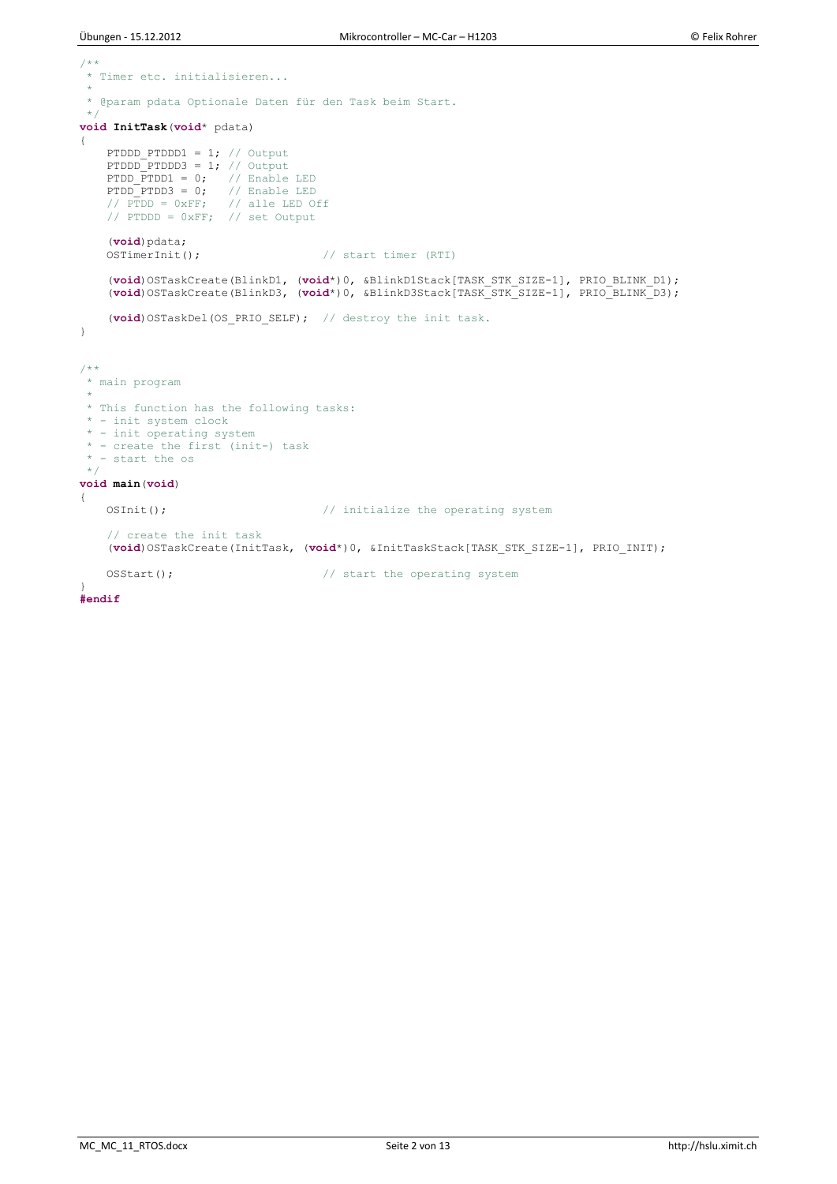```c
/**
 * Timer etc. initialisieren...
 *
 * @param pdata Optionale Daten für den Task beim Start.
 */
void InitTask(void* pdata)
{
    PTDDD_PTDDD1 = 1; // Output
    PTDDD_PTDDD3 = 1; // Output
    PTDD_PTDD1 = 0;   // Enable LED
    PTDD_PTDD3 = 0;   // Enable LED
    // PTDD = 0xFF;   // alle LED Off
    // PTDDD = 0xFF;  // set Output

    (void)pdata;
    OSTimerInit();                  // start timer (RTI)

    (void)OSTaskCreate(BlinkD1, (void*)0, &BlinkD1Stack[TASK_STK_SIZE-1], PRIO_BLINK_D1);
    (void)OSTaskCreate(BlinkD3, (void*)0, &BlinkD3Stack[TASK_STK_SIZE-1], PRIO_BLINK_D3);

    (void)OSTaskDel(OS_PRIO_SELF);  // destroy the init task.
}


/**
 * main program
 *
 * This function has the following tasks:
 * - init system clock
 * - init operating system
 * - create the first (init-) task
 * - start the os
 */
void main(void)
{
    OSInit();                       // initialize the operating system

    // create the init task
    (void)OSTaskCreate(InitTask, (void*)0, &InitTaskStack[TASK_STK_SIZE-1], PRIO_INIT);

    OSStart();                      // start the operating system
}
#endif
```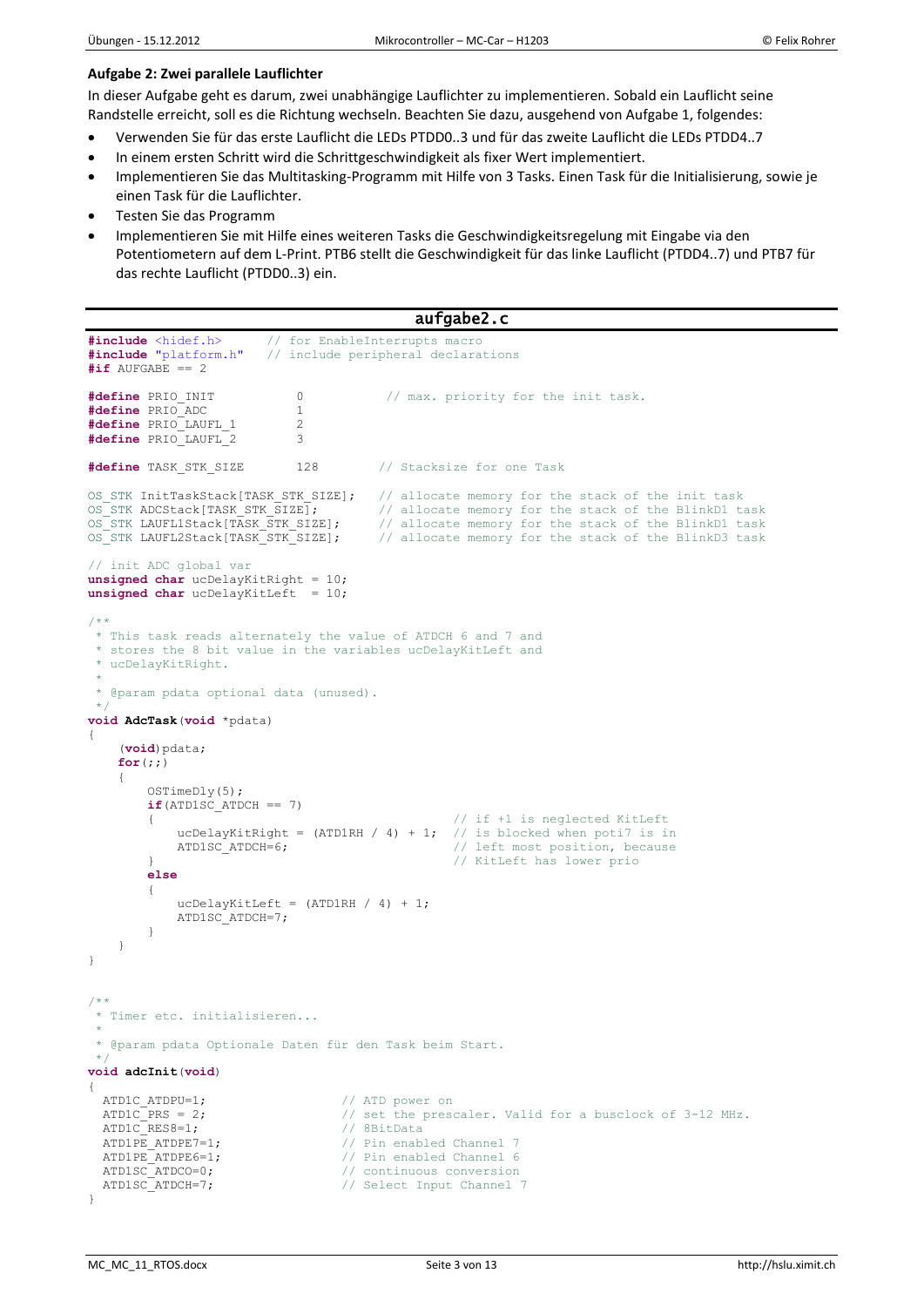### Aufgabe 2: Zwei parallele Lauflichter

In dieser Aufgabe geht es darum, zwei unabhängige Lauflichter zu implementieren. Sobald ein Lauflicht seine Randstelle erreicht, soll es die Richtung wechseln. Beachten Sie dazu, ausgehend von Aufgabe 1, folgendes:

- Verwenden Sie für das erste Lauflicht die LEDs PTDD0..3 und für das zweite Lauflicht die LEDs PTDD4..7
- In einem ersten Schritt wird die Schrittgeschwindigkeit als fixer Wert implementiert.
- Implementieren Sie das Multitasking-Programm mit Hilfe von 3 Tasks. Einen Task für die Initialisierung, sowie je einen Task für die Lauflichter.
- Testen Sie das Programm
- Implementieren Sie mit Hilfe eines weiteren Tasks die Geschwindigkeitsregelung mit Eingabe via den Potentiometern auf dem L-Print. PTB6 stellt die Geschwindigkeit für das linke Lauflicht (PTDD4..7) und PTB7 für das rechte Lauflicht (PTDD0..3) ein.

**aufgabe2.c**

```c
#include <hidef.h>      // for EnableInterrupts macro
#include "platform.h"   // include peripheral declarations
#if AUFGABE == 2

#define PRIO_INIT           0           // max. priority for the init task.
#define PRIO_ADC            1
#define PRIO_LAUFL_1        2
#define PRIO_LAUFL_2        3

#define TASK_STK_SIZE       128        // Stacksize for one Task

OS_STK InitTaskStack[TASK_STK_SIZE];   // allocate memory for the stack of the init task
OS_STK ADCStack[TASK_STK_SIZE];        // allocate memory for the stack of the BlinkD1 task
OS_STK LAUFL1Stack[TASK_STK_SIZE];     // allocate memory for the stack of the BlinkD1 task
OS_STK LAUFL2Stack[TASK_STK_SIZE];     // allocate memory for the stack of the BlinkD3 task

// init ADC global var
unsigned char ucDelayKitRight = 10;
unsigned char ucDelayKitLeft  = 10;

/**
 * This task reads alternately the value of ATDCH 6 and 7 and
 * stores the 8 bit value in the variables ucDelayKitLeft and
 * ucDelayKitRight.
 *
 * @param pdata optional data (unused).
 */
void AdcTask(void *pdata)
{
    (void)pdata;
    for(;;)
    {
        OSTimeDly(5);
        if(ATD1SC_ATDCH == 7)
        {                                       // if +1 is neglected KitLeft
            ucDelayKitRight = (ATD1RH / 4) + 1; // is blocked when poti7 is in
            ATD1SC_ATDCH=6;                     // left most position, because
        }                                       // KitLeft has lower prio
        else
        {
            ucDelayKitLeft = (ATD1RH / 4) + 1;
            ATD1SC_ATDCH=7;
        }
    }
}


/**
 * Timer etc. initialisieren...
 *
 * @param pdata Optionale Daten für den Task beim Start.
 */
void adcInit(void)
{
  ATD1C_ATDPU=1;                  // ATD power on
  ATD1C_PRS = 2;                  // set the prescaler. Valid for a busclock of 3-12 MHz.
  ATD1C_RES8=1;                   // 8BitData
  ATD1PE_ATDPE7=1;                // Pin enabled Channel 7
  ATD1PE_ATDPE6=1;                // Pin enabled Channel 6
  ATD1SC_ATDCO=0;                 // continuous conversion
  ATD1SC_ATDCH=7;                 // Select Input Channel 7
}
```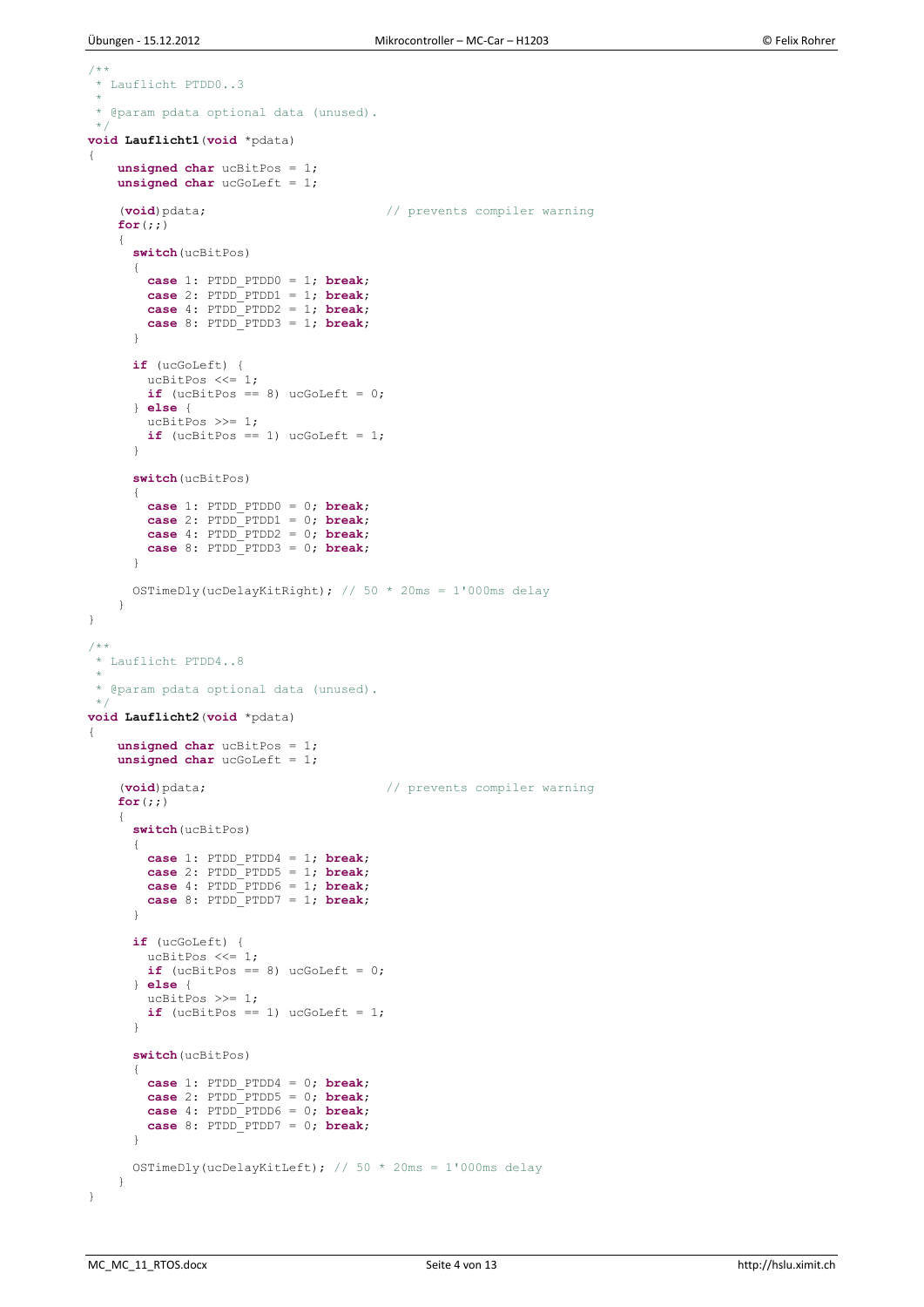```c
/**
 * Lauflicht PTDD0..3
 *
 * @param pdata optional data (unused).
 */
void Lauflicht1(void *pdata)
{
    unsigned char ucBitPos = 1;
    unsigned char ucGoLeft = 1;

    (void)pdata;                        // prevents compiler warning
    for(;;)
    {
      switch(ucBitPos)
      {
        case 1: PTDD_PTDD0 = 1; break;
        case 2: PTDD_PTDD1 = 1; break;
        case 4: PTDD_PTDD2 = 1; break;
        case 8: PTDD_PTDD3 = 1; break;
      }

      if (ucGoLeft) {
        ucBitPos <<= 1;
        if (ucBitPos == 8) ucGoLeft = 0;
      } else {
        ucBitPos >>= 1;
        if (ucBitPos == 1) ucGoLeft = 1;
      }

      switch(ucBitPos)
      {
        case 1: PTDD_PTDD0 = 0; break;
        case 2: PTDD_PTDD1 = 0; break;
        case 4: PTDD_PTDD2 = 0; break;
        case 8: PTDD_PTDD3 = 0; break;
      }

      OSTimeDly(ucDelayKitRight); // 50 * 20ms = 1'000ms delay
    }
}

/**
 * Lauflicht PTDD4..8
 *
 * @param pdata optional data (unused).
 */
void Lauflicht2(void *pdata)
{
    unsigned char ucBitPos = 1;
    unsigned char ucGoLeft = 1;

    (void)pdata;                        // prevents compiler warning
    for(;;)
    {
      switch(ucBitPos)
      {
        case 1: PTDD_PTDD4 = 1; break;
        case 2: PTDD_PTDD5 = 1; break;
        case 4: PTDD_PTDD6 = 1; break;
        case 8: PTDD_PTDD7 = 1; break;
      }

      if (ucGoLeft) {
        ucBitPos <<= 1;
        if (ucBitPos == 8) ucGoLeft = 0;
      } else {
        ucBitPos >>= 1;
        if (ucBitPos == 1) ucGoLeft = 1;
      }

      switch(ucBitPos)
      {
        case 1: PTDD_PTDD4 = 0; break;
        case 2: PTDD_PTDD5 = 0; break;
        case 4: PTDD_PTDD6 = 0; break;
        case 8: PTDD_PTDD7 = 0; break;
      }

      OSTimeDly(ucDelayKitLeft); // 50 * 20ms = 1'000ms delay
    }
}
```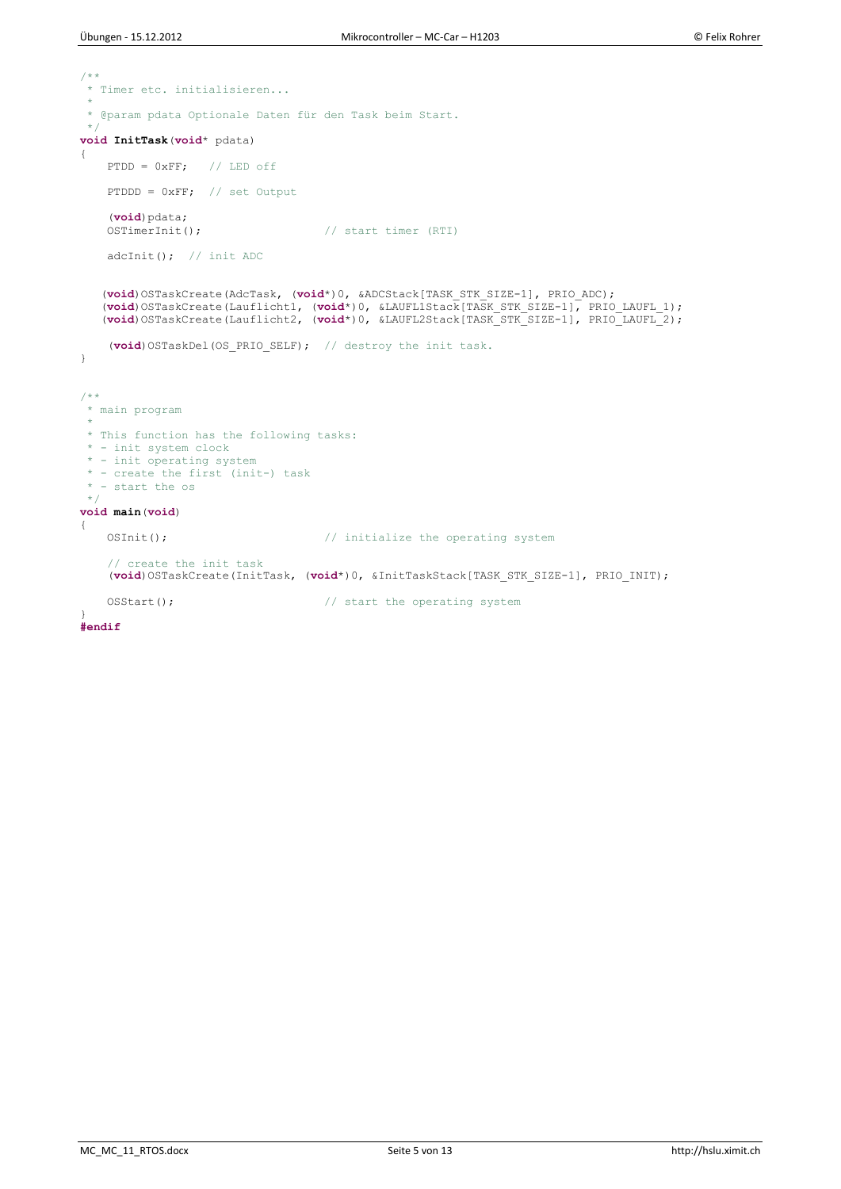```c
/**
 * Timer etc. initialisieren...
 *
 * @param pdata Optionale Daten für den Task beim Start.
 */
void InitTask(void* pdata)
{
    PTDD = 0xFF;   // LED off

    PTDDD = 0xFF;  // set Output

    (void)pdata;
    OSTimerInit();                  // start timer (RTI)

    adcInit();  // init ADC


   (void)OSTaskCreate(AdcTask, (void*)0, &ADCStack[TASK_STK_SIZE-1], PRIO_ADC);
   (void)OSTaskCreate(Lauflicht1, (void*)0, &LAUFL1Stack[TASK_STK_SIZE-1], PRIO_LAUFL_1);
   (void)OSTaskCreate(Lauflicht2, (void*)0, &LAUFL2Stack[TASK_STK_SIZE-1], PRIO_LAUFL_2);

    (void)OSTaskDel(OS_PRIO_SELF);  // destroy the init task.
}


/**
 * main program
 *
 * This function has the following tasks:
 * - init system clock
 * - init operating system
 * - create the first (init-) task
 * - start the os
 */
void main(void)
{
    OSInit();                       // initialize the operating system

    // create the init task
    (void)OSTaskCreate(InitTask, (void*)0, &InitTaskStack[TASK_STK_SIZE-1], PRIO_INIT);

    OSStart();                      // start the operating system
}
#endif
```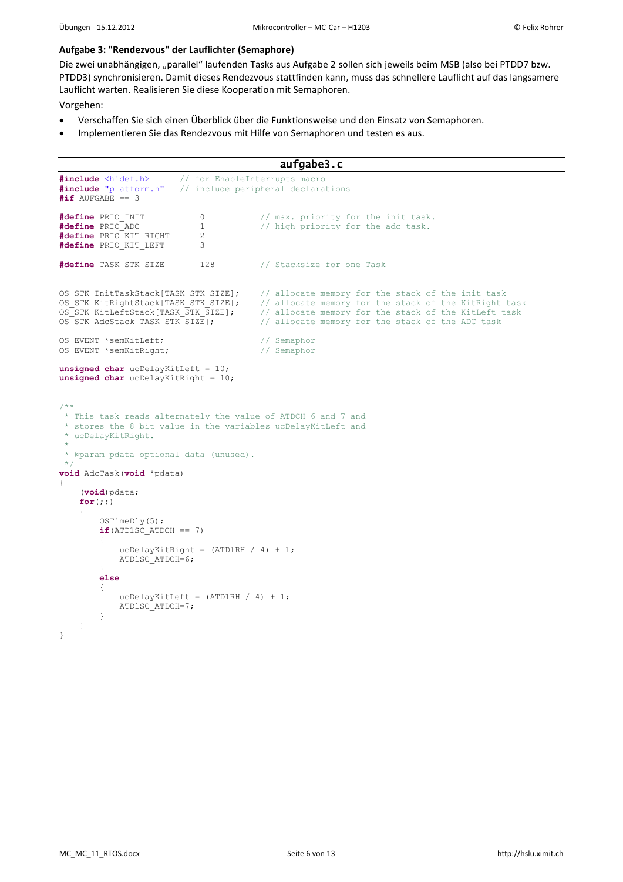### Aufgabe 3: "Rendezvous" der Lauflichter (Semaphore)

Die zwei unabhängigen, „parallel" laufenden Tasks aus Aufgabe 2 sollen sich jeweils beim MSB (also bei PTDD7 bzw. PTDD3) synchronisieren. Damit dieses Rendezvous stattfinden kann, muss das schnellere Lauflicht auf das langsamere Lauflicht warten. Realisieren Sie diese Kooperation mit Semaphoren.

Vorgehen:

- Verschaffen Sie sich einen Überblick über die Funktionsweise und den Einsatz von Semaphoren.
- Implementieren Sie das Rendezvous mit Hilfe von Semaphoren und testen es aus.

**aufgabe3.c**

```c
#include <hidef.h>      // for EnableInterrupts macro
#include "platform.h"   // include peripheral declarations
#if AUFGABE == 3

#define PRIO_INIT           0           // max. priority for the init task.
#define PRIO_ADC            1           // high priority for the adc task.
#define PRIO_KIT_RIGHT      2
#define PRIO_KIT_LEFT       3

#define TASK_STK_SIZE       128         // Stacksize for one Task


OS_STK InitTaskStack[TASK_STK_SIZE];    // allocate memory for the stack of the init task
OS_STK KitRightStack[TASK_STK_SIZE];    // allocate memory for the stack of the KitRight task
OS_STK KitLeftStack[TASK_STK_SIZE];     // allocate memory for the stack of the KitLeft task
OS_STK AdcStack[TASK_STK_SIZE];         // allocate memory for the stack of the ADC task

OS_EVENT *semKitLeft;                   // Semaphor
OS_EVENT *semKitRight;                  // Semaphor

unsigned char ucDelayKitLeft = 10;
unsigned char ucDelayKitRight = 10;


/**
 * This task reads alternately the value of ATDCH 6 and 7 and
 * stores the 8 bit value in the variables ucDelayKitLeft and
 * ucDelayKitRight.
 *
 * @param pdata optional data (unused).
 */
void AdcTask(void *pdata)
{
    (void)pdata;
    for(;;)
    {
        OSTimeDly(5);
        if(ATD1SC_ATDCH == 7)
        {
            ucDelayKitRight = (ATD1RH / 4) + 1;
            ATD1SC_ATDCH=6;
        }
        else
        {
            ucDelayKitLeft = (ATD1RH / 4) + 1;
            ATD1SC_ATDCH=7;
        }
    }
}
```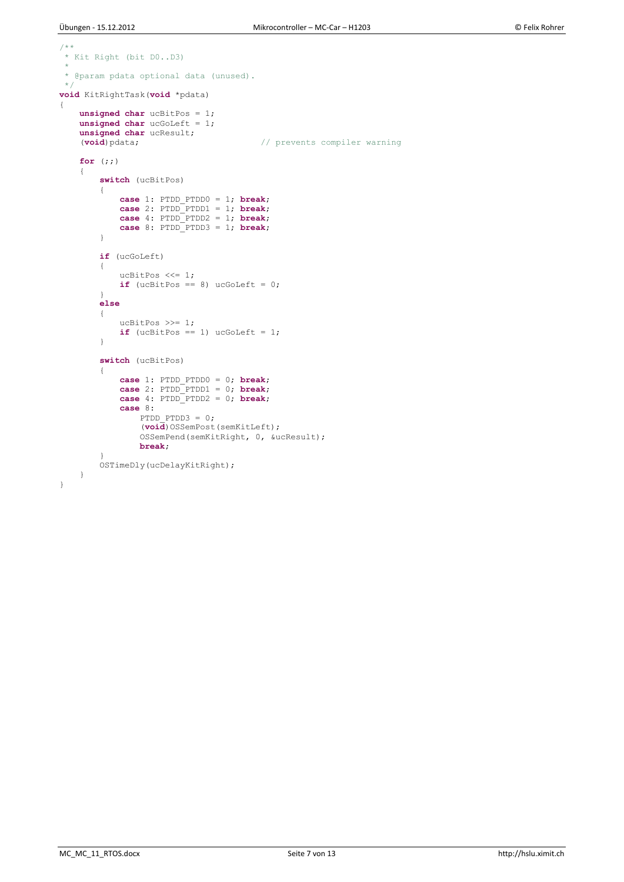```c
/**
 * Kit Right (bit D0..D3)
 *
 * @param pdata optional data (unused).
 */
void KitRightTask(void *pdata)
{
    unsigned char ucBitPos = 1;
    unsigned char ucGoLeft = 1;
    unsigned char ucResult;
    (void)pdata;                        // prevents compiler warning

    for (;;)
    {
        switch (ucBitPos)
        {
            case 1: PTDD_PTDD0 = 1; break;
            case 2: PTDD_PTDD1 = 1; break;
            case 4: PTDD_PTDD2 = 1; break;
            case 8: PTDD_PTDD3 = 1; break;
        }

        if (ucGoLeft)
        {
            ucBitPos <<= 1;
            if (ucBitPos == 8) ucGoLeft = 0;
        }
        else
        {
            ucBitPos >>= 1;
            if (ucBitPos == 1) ucGoLeft = 1;
        }

        switch (ucBitPos)
        {
            case 1: PTDD_PTDD0 = 0; break;
            case 2: PTDD_PTDD1 = 0; break;
            case 4: PTDD_PTDD2 = 0; break;
            case 8:
                PTDD_PTDD3 = 0;
                (void)OSSemPost(semKitLeft);
                OSSemPend(semKitRight, 0, &ucResult);
                break;
        }
        OSTimeDly(ucDelayKitRight);
    }
}
```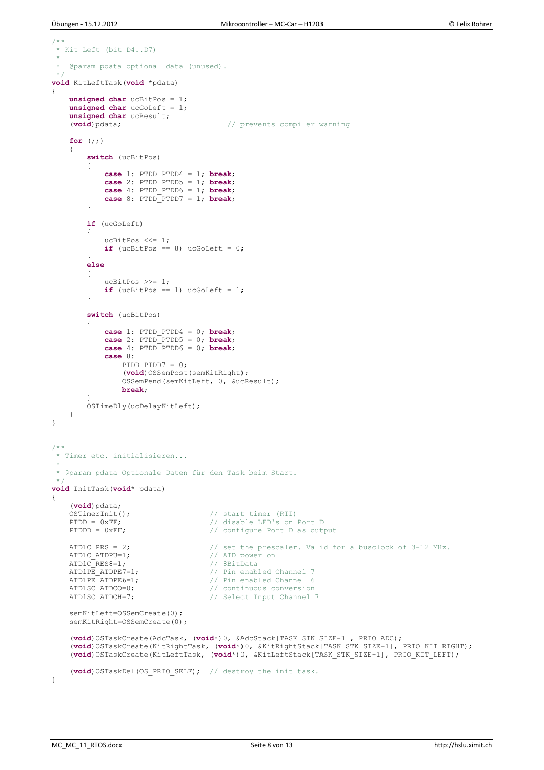```c
/**
 * Kit Left (bit D4..D7)
 *
 *  @param pdata optional data (unused).
 */
void KitLeftTask(void *pdata)
{
    unsigned char ucBitPos = 1;
    unsigned char ucGoLeft = 1;
    unsigned char ucResult;
    (void)pdata;                        // prevents compiler warning

    for (;;)
    {
        switch (ucBitPos)
        {
            case 1: PTDD_PTDD4 = 1; break;
            case 2: PTDD_PTDD5 = 1; break;
            case 4: PTDD_PTDD6 = 1; break;
            case 8: PTDD_PTDD7 = 1; break;
        }

        if (ucGoLeft)
        {
            ucBitPos <<= 1;
            if (ucBitPos == 8) ucGoLeft = 0;
        }
        else
        {
            ucBitPos >>= 1;
            if (ucBitPos == 1) ucGoLeft = 1;
        }

        switch (ucBitPos)
        {
            case 1: PTDD_PTDD4 = 0; break;
            case 2: PTDD_PTDD5 = 0; break;
            case 4: PTDD_PTDD6 = 0; break;
            case 8:
                PTDD_PTDD7 = 0;
                (void)OSSemPost(semKitRight);
                OSSemPend(semKitLeft, 0, &ucResult);
                break;
        }
        OSTimeDly(ucDelayKitLeft);
    }
}


/**
 * Timer etc. initialisieren...
 *
 * @param pdata Optionale Daten für den Task beim Start.
 */
void InitTask(void* pdata)
{
    (void)pdata;
    OSTimerInit();                  // start timer (RTI)
    PTDD = 0xFF;                    // disable LED's on Port D
    PTDDD = 0xFF;                   // configure Port D as output

    ATD1C_PRS = 2;                  // set the prescaler. Valid for a busclock of 3-12 MHz.
    ATD1C_ATDPU=1;                  // ATD power on
    ATD1C_RES8=1;                   // 8BitData
    ATD1PE_ATDPE7=1;                // Pin enabled Channel 7
    ATD1PE_ATDPE6=1;                // Pin enabled Channel 6
    ATD1SC_ATDCO=0;                 // continuous conversion
    ATD1SC_ATDCH=7;                 // Select Input Channel 7

    semKitLeft=OSSemCreate(0);
    semKitRight=OSSemCreate(0);

    (void)OSTaskCreate(AdcTask, (void*)0, &AdcStack[TASK_STK_SIZE-1], PRIO_ADC);
    (void)OSTaskCreate(KitRightTask, (void*)0, &KitRightStack[TASK_STK_SIZE-1], PRIO_KIT_RIGHT);
    (void)OSTaskCreate(KitLeftTask, (void*)0, &KitLeftStack[TASK_STK_SIZE-1], PRIO_KIT_LEFT);

    (void)OSTaskDel(OS_PRIO_SELF);  // destroy the init task.
}
```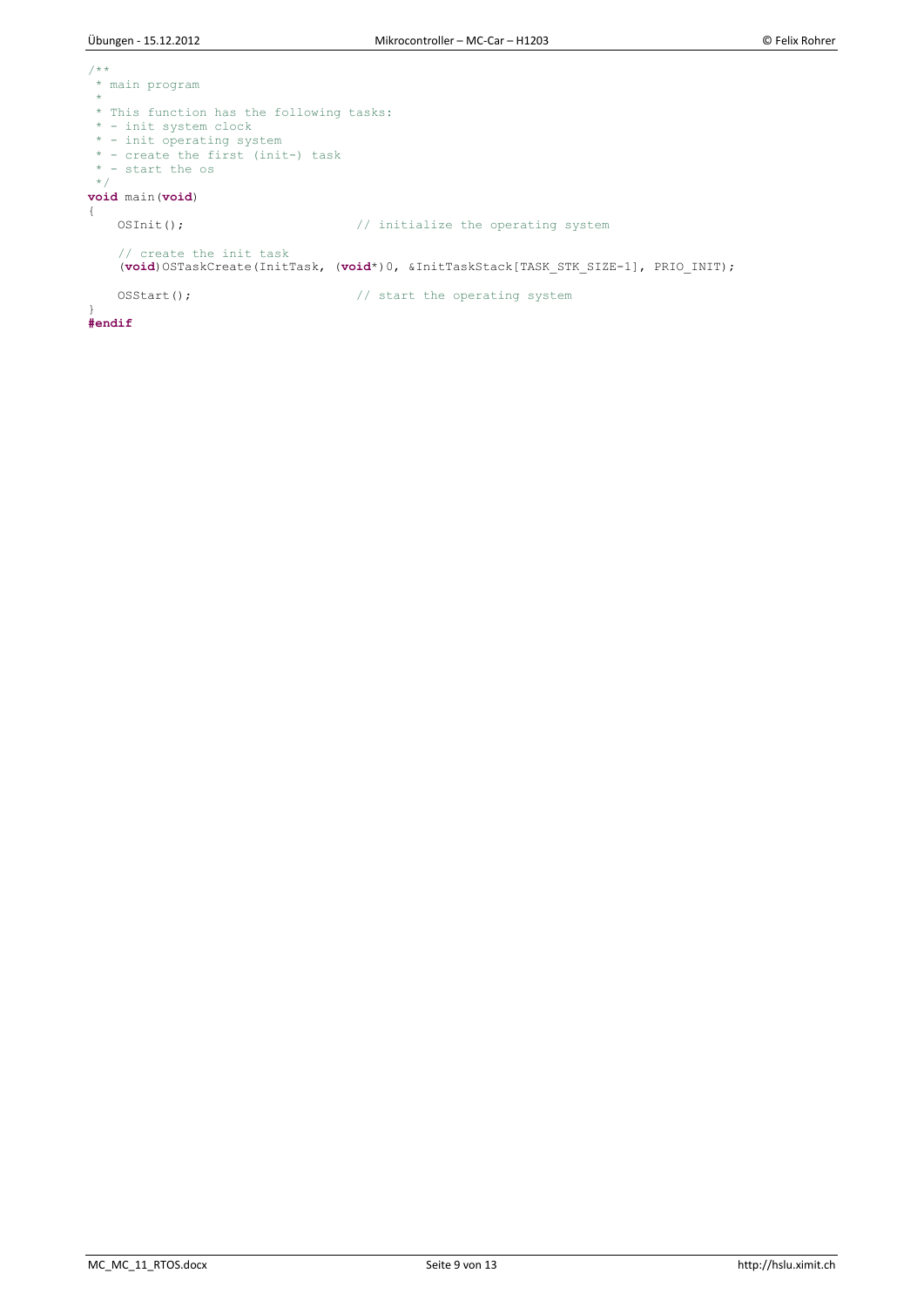```c
/**
 * main program
 *
 * This function has the following tasks:
 * - init system clock
 * - init operating system
 * - create the first (init-) task
 * - start the os
 */
void main(void)
{
    OSInit();                       // initialize the operating system

    // create the init task
    (void)OSTaskCreate(InitTask, (void*)0, &InitTaskStack[TASK_STK_SIZE-1], PRIO_INIT);

    OSStart();                      // start the operating system
}
#endif
```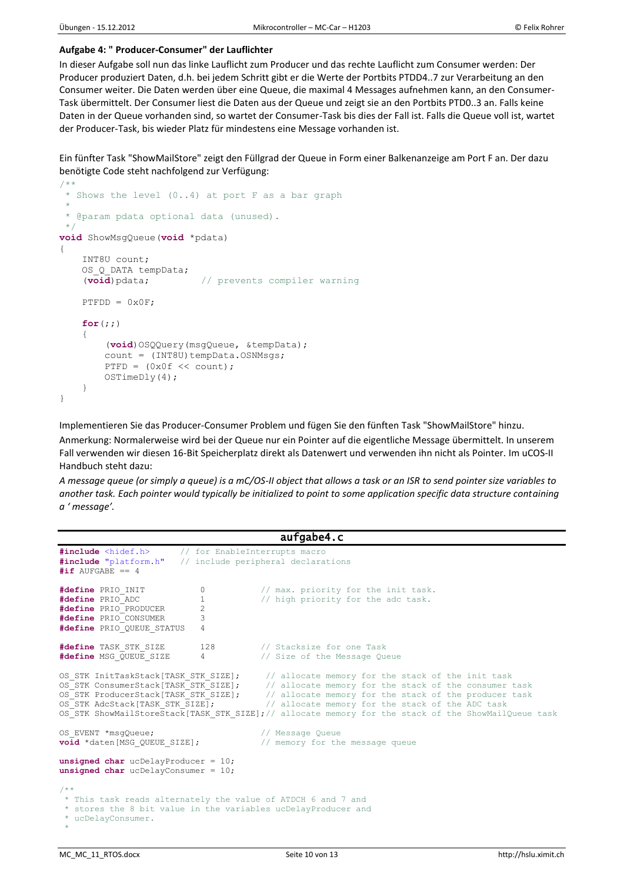**Aufgabe 4: " Producer-Consumer" der Lauflichter**

In dieser Aufgabe soll nun das linke Lauflicht zum Producer und das rechte Lauflicht zum Consumer werden: Der Producer produziert Daten, d.h. bei jedem Schritt gibt er die Werte der Portbits PTDD4..7 zur Verarbeitung an den Consumer weiter. Die Daten werden über eine Queue, die maximal 4 Messages aufnehmen kann, an den Consumer-Task übermittelt. Der Consumer liest die Daten aus der Queue und zeigt sie an den Portbits PTD0..3 an. Falls keine Daten in der Queue vorhanden sind, so wartet der Consumer-Task bis dies der Fall ist. Falls die Queue voll ist, wartet der Producer-Task, bis wieder Platz für mindestens eine Message vorhanden ist.

Ein fünfter Task "ShowMailStore" zeigt den Füllgrad der Queue in Form einer Balkenanzeige am Port F an. Der dazu benötigte Code steht nachfolgend zur Verfügung:

```c
/**
 * Shows the level (0..4) at port F as a bar graph
 *
 * @param pdata optional data (unused).
 */
void ShowMsgQueue(void *pdata)
{
    INT8U count;
    OS_Q_DATA tempData;
    (void)pdata;          // prevents compiler warning

    PTFDD = 0x0F;

    for(;;)
    {
        (void)OSQQuery(msgQueue, &tempData);
        count = (INT8U)tempData.OSNMsgs;
        PTFD = (0x0f << count);
        OSTimeDly(4);
    }
}
```

Implementieren Sie das Producer-Consumer Problem und fügen Sie den fünften Task "ShowMailStore" hinzu.

Anmerkung: Normalerweise wird bei der Queue nur ein Pointer auf die eigentliche Message übermittelt. In unserem Fall verwenden wir diesen 16-Bit Speicherplatz direkt als Datenwert und verwenden ihn nicht als Pointer. Im uCOS-II Handbuch steht dazu:

*A message queue (or simply a queue) is a mC/OS-II object that allows a task or an ISR to send pointer size variables to another task. Each pointer would typically be initialized to point to some application specific data structure containing a ' message'.*

**aufgabe4.c**

```c
#include <hidef.h>      // for EnableInterrupts macro
#include "platform.h"   // include peripheral declarations
#if AUFGABE == 4

#define PRIO_INIT           0           // max. priority for the init task.
#define PRIO_ADC            1           // high priority for the adc task.
#define PRIO_PRODUCER       2
#define PRIO_CONSUMER       3
#define PRIO_QUEUE_STATUS   4

#define TASK_STK_SIZE       128         // Stacksize for one Task
#define MSG_QUEUE_SIZE      4           // Size of the Message Queue

OS_STK InitTaskStack[TASK_STK_SIZE];     // allocate memory for the stack of the init task
OS_STK ConsumerStack[TASK_STK_SIZE];     // allocate memory for the stack of the consumer task
OS_STK ProducerStack[TASK_STK_SIZE];     // allocate memory for the stack of the producer task
OS_STK AdcStack[TASK_STK_SIZE];          // allocate memory for the stack of the ADC task
OS_STK ShowMailStoreStack[TASK_STK_SIZE];// allocate memory for the stack of the ShowMailQueue task

OS_EVENT *msgQueue;                     // Message Queue
void *daten[MSG_QUEUE_SIZE];            // memory for the message queue

unsigned char ucDelayProducer = 10;
unsigned char ucDelayConsumer = 10;

/**
 * This task reads alternately the value of ATDCH 6 and 7 and
 * stores the 8 bit value in the variables ucDelayProducer and
 * ucDelayConsumer.
 *
```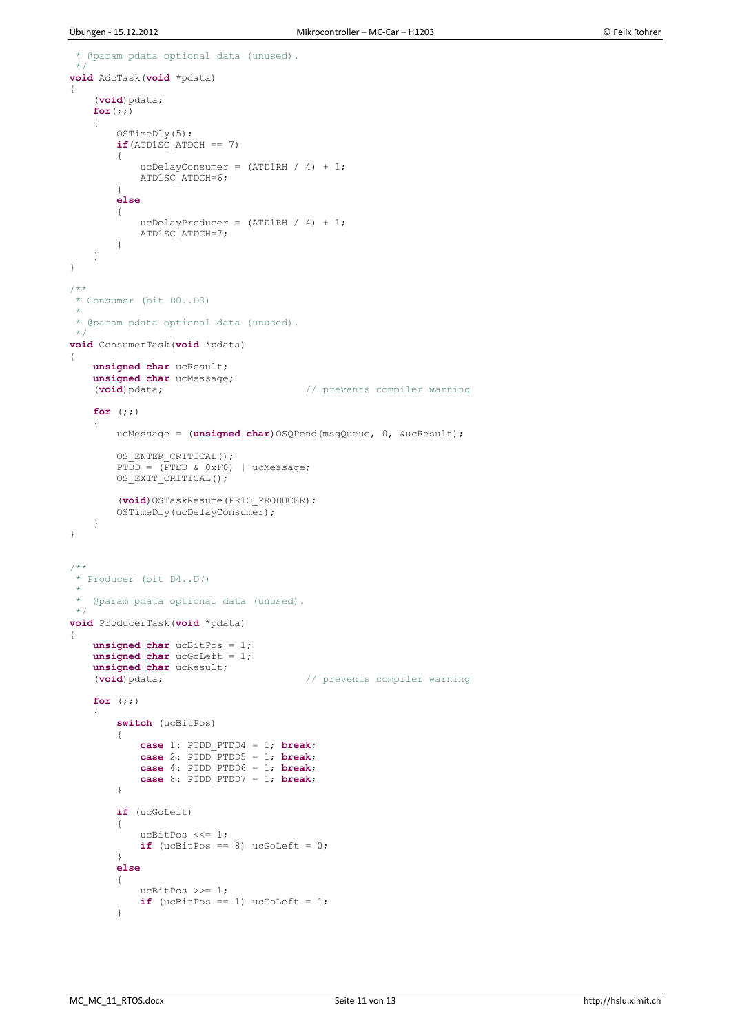```c
 * @param pdata optional data (unused).
 */
void AdcTask(void *pdata)
{
    (void)pdata;
    for(;;)
    {
        OSTimeDly(5);
        if(ATD1SC_ATDCH == 7)
        {
            ucDelayConsumer = (ATD1RH / 4) + 1;
            ATD1SC_ATDCH=6;
        }
        else
        {
            ucDelayProducer = (ATD1RH / 4) + 1;
            ATD1SC_ATDCH=7;
        }
    }
}

/**
 * Consumer (bit D0..D3)
 *
 * @param pdata optional data (unused).
 */
void ConsumerTask(void *pdata)
{
    unsigned char ucResult;
    unsigned char ucMessage;
    (void)pdata;                        // prevents compiler warning

    for (;;)
    {
        ucMessage = (unsigned char)OSQPend(msgQueue, 0, &ucResult);

        OS_ENTER_CRITICAL();
        PTDD = (PTDD & 0xF0) | ucMessage;
        OS_EXIT_CRITICAL();

        (void)OSTaskResume(PRIO_PRODUCER);
        OSTimeDly(ucDelayConsumer);
    }
}


/**
 * Producer (bit D4..D7)
 *
 *  @param pdata optional data (unused).
 */
void ProducerTask(void *pdata)
{
    unsigned char ucBitPos = 1;
    unsigned char ucGoLeft = 1;
    unsigned char ucResult;
    (void)pdata;                        // prevents compiler warning

    for (;;)
    {
        switch (ucBitPos)
        {
            case 1: PTDD_PTDD4 = 1; break;
            case 2: PTDD_PTDD5 = 1; break;
            case 4: PTDD_PTDD6 = 1; break;
            case 8: PTDD_PTDD7 = 1; break;
        }

        if (ucGoLeft)
        {
            ucBitPos <<= 1;
            if (ucBitPos == 8) ucGoLeft = 0;
        }
        else
        {
            ucBitPos >>= 1;
            if (ucBitPos == 1) ucGoLeft = 1;
        }
```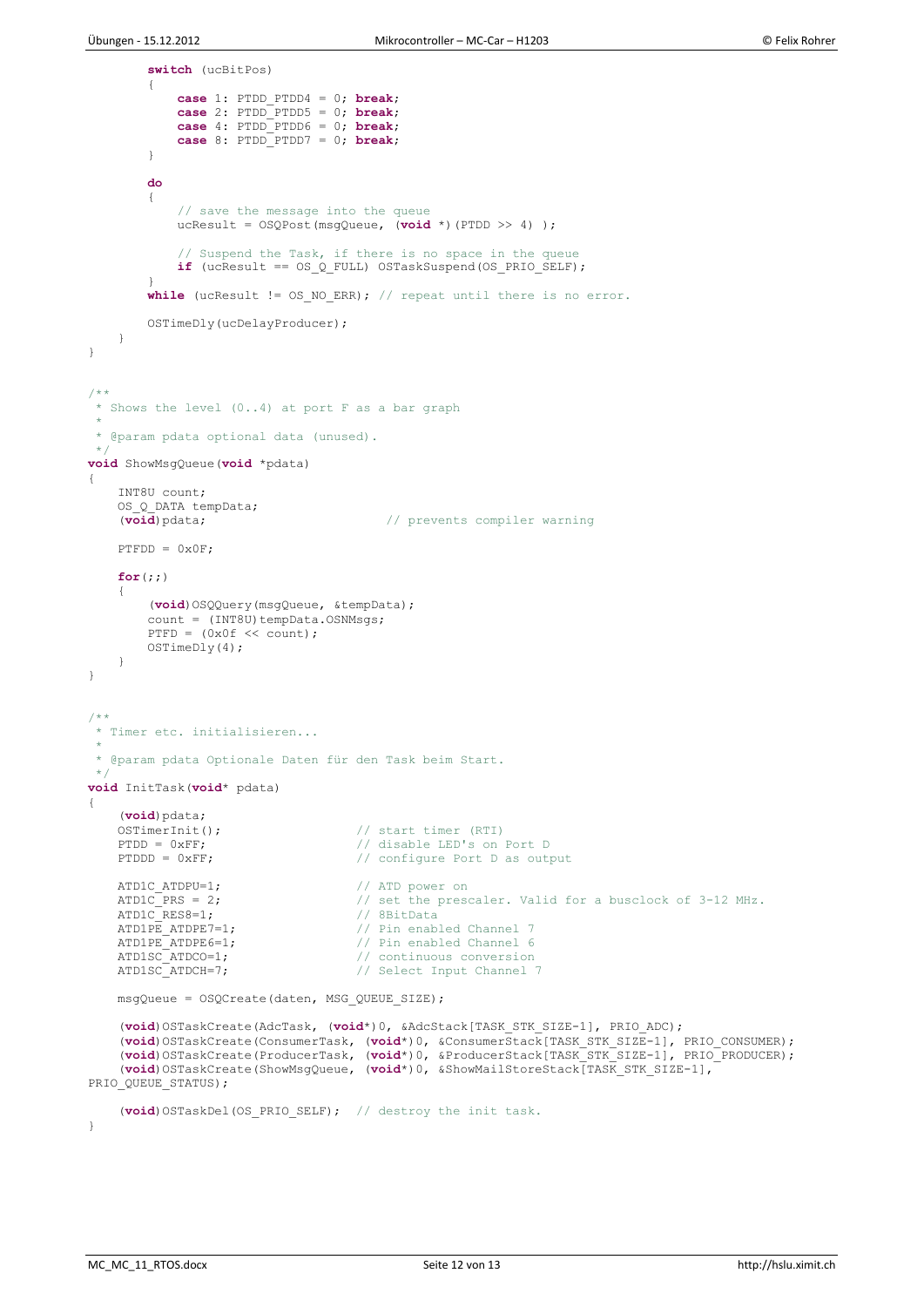```c
        switch (ucBitPos)
        {
            case 1: PTDD_PTDD4 = 0; break;
            case 2: PTDD_PTDD5 = 0; break;
            case 4: PTDD_PTDD6 = 0; break;
            case 8: PTDD_PTDD7 = 0; break;
        }

        do
        {
            // save the message into the queue
            ucResult = OSQPost(msgQueue, (void *)(PTDD >> 4) );

            // Suspend the Task, if there is no space in the queue
            if (ucResult == OS_Q_FULL) OSTaskSuspend(OS_PRIO_SELF);
        }
        while (ucResult != OS_NO_ERR); // repeat until there is no error.

        OSTimeDly(ucDelayProducer);
    }
}


/**
 * Shows the level (0..4) at port F as a bar graph
 *
 * @param pdata optional data (unused).
 */
void ShowMsgQueue(void *pdata)
{
    INT8U count;
    OS_Q_DATA tempData;
    (void)pdata;                        // prevents compiler warning

    PTFDD = 0x0F;

    for(;;)
    {
        (void)OSQQuery(msgQueue, &tempData);
        count = (INT8U)tempData.OSNMsgs;
        PTFD = (0x0f << count);
        OSTimeDly(4);
    }
}


/**
 * Timer etc. initialisieren...
 *
 * @param pdata Optionale Daten für den Task beim Start.
 */
void InitTask(void* pdata)
{
    (void)pdata;
    OSTimerInit();                  // start timer (RTI)
    PTDD = 0xFF;                    // disable LED's on Port D
    PTDDD = 0xFF;                   // configure Port D as output

    ATD1C_ATDPU=1;                  // ATD power on
    ATD1C_PRS = 2;                  // set the prescaler. Valid for a busclock of 3-12 MHz.
    ATD1C_RES8=1;                   // 8BitData
    ATD1PE_ATDPE7=1;                // Pin enabled Channel 7
    ATD1PE_ATDPE6=1;                // Pin enabled Channel 6
    ATD1SC_ATDCO=1;                 // continuous conversion
    ATD1SC_ATDCH=7;                 // Select Input Channel 7

    msgQueue = OSQCreate(daten, MSG_QUEUE_SIZE);

    (void)OSTaskCreate(AdcTask, (void*)0, &AdcStack[TASK_STK_SIZE-1], PRIO_ADC);
    (void)OSTaskCreate(ConsumerTask, (void*)0, &ConsumerStack[TASK_STK_SIZE-1], PRIO_CONSUMER);
    (void)OSTaskCreate(ProducerTask, (void*)0, &ProducerStack[TASK_STK_SIZE-1], PRIO_PRODUCER);
    (void)OSTaskCreate(ShowMsgQueue, (void*)0, &ShowMailStoreStack[TASK_STK_SIZE-1],
PRIO_QUEUE_STATUS);

    (void)OSTaskDel(OS_PRIO_SELF);  // destroy the init task.
}
```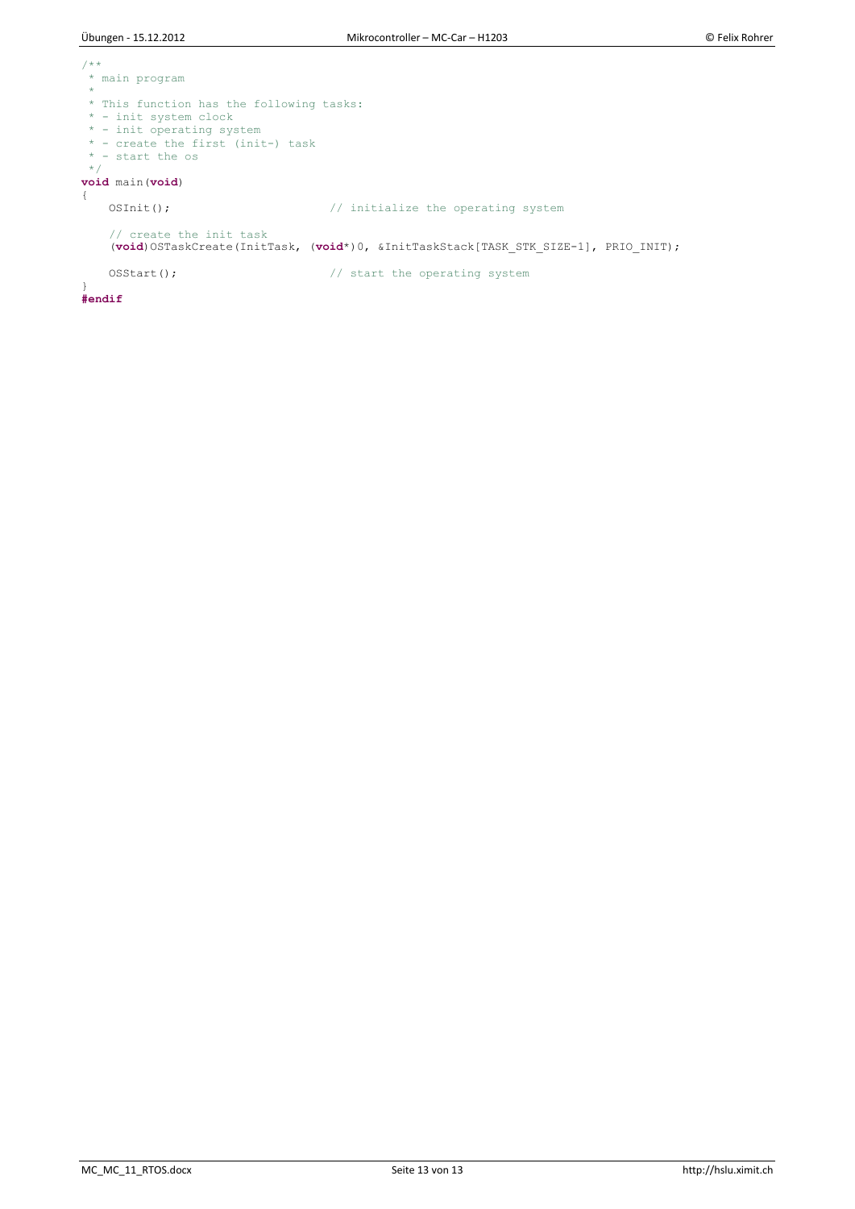```c
/**
 * main program
 *
 * This function has the following tasks:
 * - init system clock
 * - init operating system
 * - create the first (init-) task
 * - start the os
 */
void main(void)
{
    OSInit();                       // initialize the operating system

    // create the init task
    (void)OSTaskCreate(InitTask, (void*)0, &InitTaskStack[TASK_STK_SIZE-1], PRIO_INIT);

    OSStart();                      // start the operating system
}
#endif
```